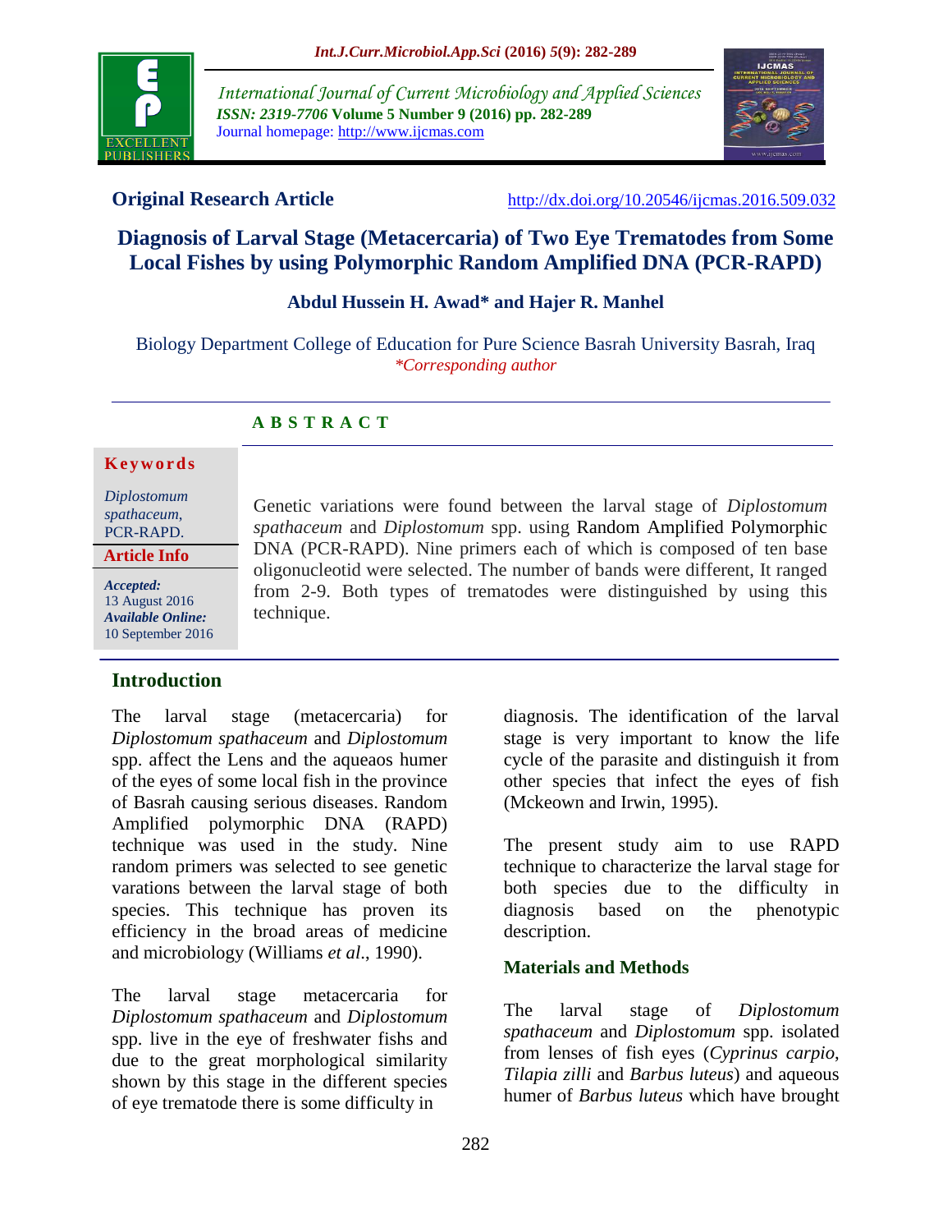**Original Research Article** http://dx.doi.org/10.20546/ijcmas.2016.509.032

# Diagnosis of Larval Stage (Metacercaria) of Two Eye Trematodes from Some Local Fishes by using Polymorphic Random Amplified DNA (PCR-RAPD)

**Abdul Hussein H. Awad\* and Hajer R. Manhel**

Biology Department College of Education for Pure Science Basrah University Basrah, Iraq
*\*Corresponding author*

## A B S T R A C T

**Keywords**

*Diplostomum spathaceum*, PCR-RAPD.

**Article Info**

***Accepted:*** 13 August 2016
***Available Online:*** 10 September 2016

Genetic variations were found between the larval stage of *Diplostomum spathaceum* and *Diplostomum* spp. using Random Amplified Polymorphic DNA (PCR-RAPD). Nine primers each of which is composed of ten base oligonucleotid were selected. The number of bands were different, It ranged from 2-9. Both types of trematodes were distinguished by using this technique.

## Introduction

The larval stage (metacercaria) for *Diplostomum spathaceum* and *Diplostomum* spp. affect the Lens and the aqueaos humer of the eyes of some local fish in the province of Basrah causing serious diseases. Random Amplified polymorphic DNA (RAPD) technique was used in the study. Nine random primers was selected to see genetic varations between the larval stage of both species. This technique has proven its efficiency in the broad areas of medicine and microbiology (Williams *et al*., 1990).

The larval stage metacercaria for *Diplostomum spathaceum* and *Diplostomum* spp. live in the eye of freshwater fishs and due to the great morphological similarity shown by this stage in the different species of eye trematode there is some difficulty in diagnosis. The identification of the larval stage is very important to know the life cycle of the parasite and distinguish it from other species that infect the eyes of fish (Mckeown and Irwin, 1995).

The present study aim to use RAPD technique to characterize the larval stage for both species due to the difficulty in diagnosis based on the phenotypic description.

## Materials and Methods

The larval stage of *Diplostomum spathaceum* and *Diplostomum* spp. isolated from lenses of fish eyes (*Cyprinus carpio*, *Tilapia zilli* and *Barbus luteus*) and aqueous humer of *Barbus luteus* which have brought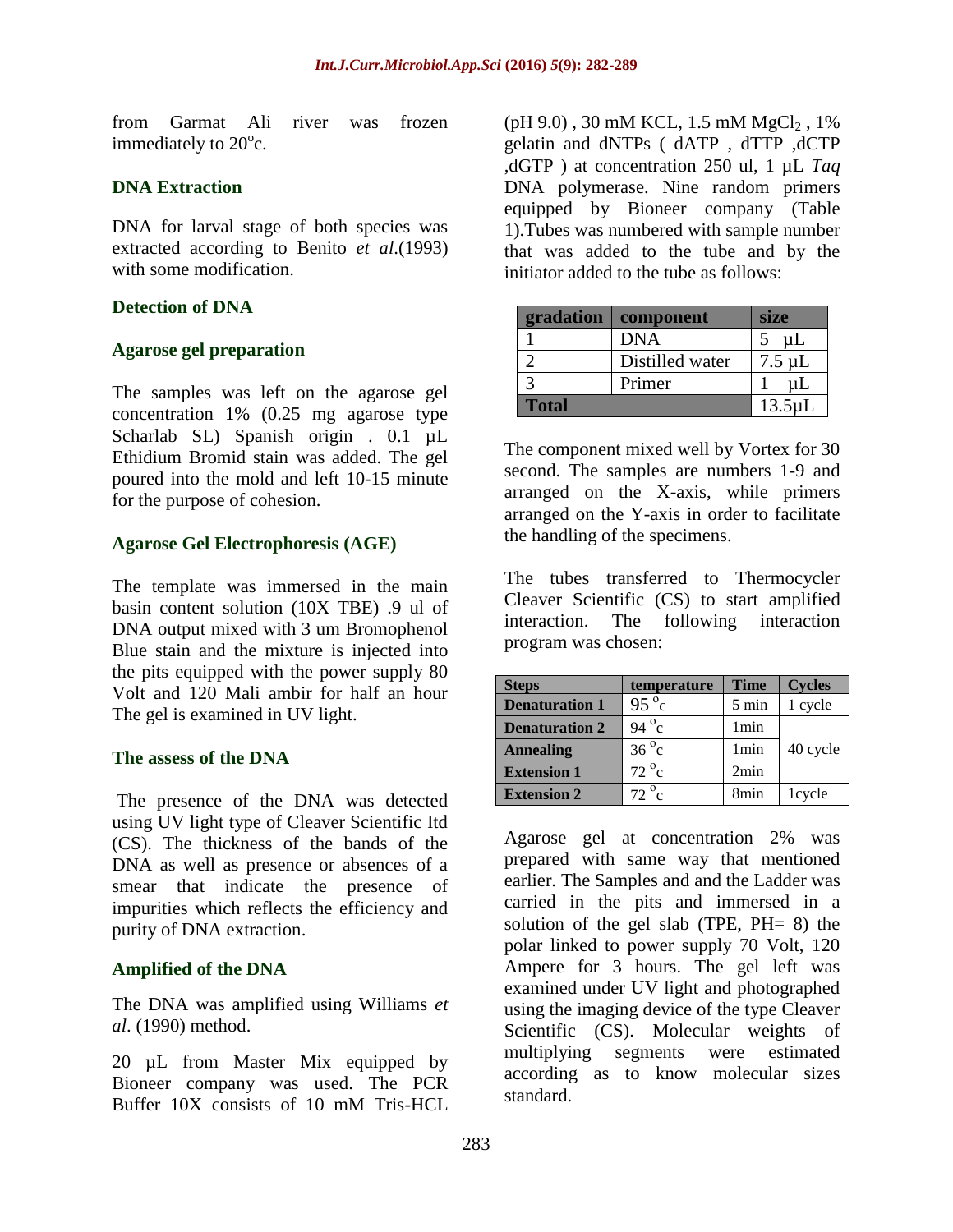from Garmat Ali river was frozen immediately to 20$^{o}$c.

## DNA Extraction

DNA for larval stage of both species was extracted according to Benito *et al*.(1993) with some modification.

## Detection of DNA

### Agarose gel preparation

The samples was left on the agarose gel concentration 1% (0.25 mg agarose type Scharlab SL) Spanish origin . 0.1 µL Ethidium Bromid stain was added. The gel poured into the mold and left 10-15 minute for the purpose of cohesion.

### Agarose Gel Electrophoresis (AGE)

The template was immersed in the main basin content solution (10X TBE) .9 ul of DNA output mixed with 3 um Bromophenol Blue stain and the mixture is injected into the pits equipped with the power supply 80 Volt and 120 Mali ambir for half an hour The gel is examined in UV light.

### The assess of the DNA

The presence of the DNA was detected using UV light type of Cleaver Scientific ltd (CS). The thickness of the bands of the DNA as well as presence or absences of a smear that indicate the presence of impurities which reflects the efficiency and purity of DNA extraction.

### Amplified of the DNA

The DNA was amplified using Williams *et al*. (1990) method.

20 µL from Master Mix equipped by Bioneer company was used. The PCR Buffer 10X consists of 10 mM Tris-HCL (pH 9.0) , 30 mM KCL, 1.5 mM $MgCl_2$ , 1% gelatin and dNTPs ( dATP , dTTP ,dCTP ,dGTP ) at concentration 250 ul, 1 µL *Taq* DNA polymerase. Nine random primers equipped by Bioneer company (Table 1).Tubes was numbered with sample number that was added to the tube and by the initiator added to the tube as follows:

| gradation | component | size |
|---|---|---|
| 1 | DNA | 5 µL |
| 2 | Distilled water | 7.5 µL |
| 3 | Primer | 1 µL |
| Total | | 13.5µL |

The component mixed well by Vortex for 30 second. The samples are numbers 1-9 and arranged on the X-axis, while primers arranged on the Y-axis in order to facilitate the handling of the specimens.

The tubes transferred to Thermocycler Cleaver Scientific (CS) to start amplified interaction. The following interaction program was chosen:

| Steps | temperature | Time | Cycles |
|---|---|---|---|
| Denaturation 1 | 95 $^{o}$c | 5 min | 1 cycle |
| Denaturation 2 | 94 $^{o}$c | 1min | 40 cycle |
| Annealing | 36 $^{o}$c | 1min | |
| Extension 1 | 72 $^{o}$c | 2min | |
| Extension 2 | 72 $^{o}$c | 8min | 1cycle |

Agarose gel at concentration 2% was prepared with same way that mentioned earlier. The Samples and and the Ladder was carried in the pits and immersed in a solution of the gel slab (TPE, PH= 8) the polar linked to power supply 70 Volt, 120 Ampere for 3 hours. The gel left was examined under UV light and photographed using the imaging device of the type Cleaver Scientific (CS). Molecular weights of multiplying segments were estimated according as to know molecular sizes standard.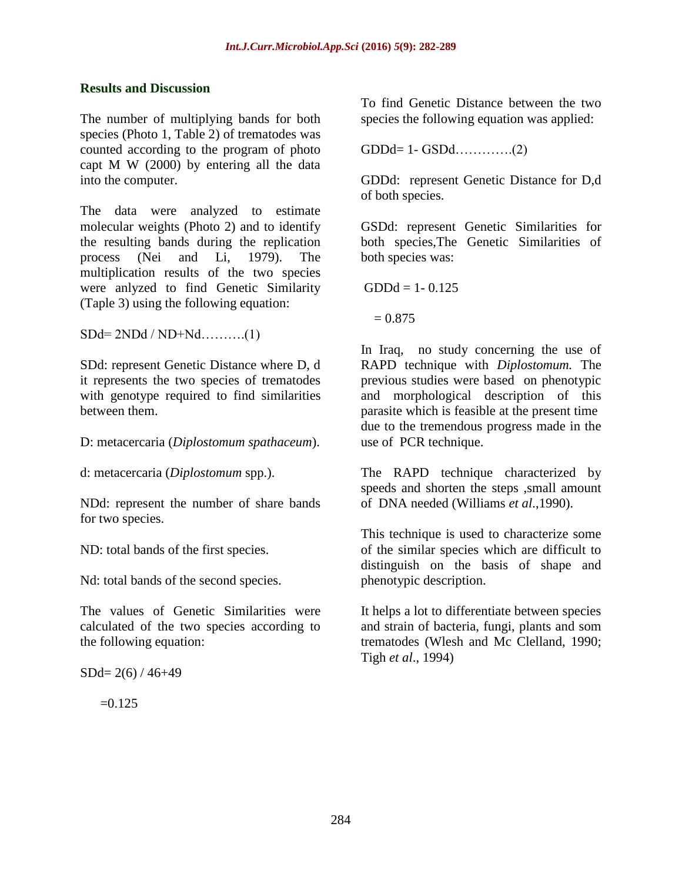## Results and Discussion

The number of multiplying bands for both species (Photo 1, Table 2) of trematodes was counted according to the program of photo capt M W (2000) by entering all the data into the computer.

The data were analyzed to estimate molecular weights (Photo 2) and to identify the resulting bands during the replication process (Nei and Li, 1979). The multiplication results of the two species were anlyzed to find Genetic Similarity (Taple 3) using the following equation:

SDd= 2NDd / ND+Nd……….(1)

SDd: represent Genetic Distance where D, d it represents the two species of trematodes with genotype required to find similarities between them.

D: metacercaria (*Diplostomum spathaceum*).

d: metacercaria (*Diplostomum* spp.).

NDd: represent the number of share bands for two species.

ND: total bands of the first species.

Nd: total bands of the second species.

The values of Genetic Similarities were calculated of the two species according to the following equation:

SDd= 2(6) / 46+49

=0.125

To find Genetic Distance between the two species the following equation was applied:

GDDd= 1- GSDd………….(2)

GDDd: represent Genetic Distance for D,d of both species.

GSDd: represent Genetic Similarities for both species,The Genetic Similarities of both species was:

GDDd = 1- 0.125

= 0.875

In Iraq, no study concerning the use of RAPD technique with *Diplostomum.* The previous studies were based on phenotypic and morphological description of this parasite which is feasible at the present time due to the tremendous progress made in the use of PCR technique.

The RAPD technique characterized by speeds and shorten the steps ,small amount of DNA needed (Williams *et al*.,1990).

This technique is used to characterize some of the similar species which are difficult to distinguish on the basis of shape and phenotypic description.

It helps a lot to differentiate between species and strain of bacteria, fungi, plants and som trematodes (Wlesh and Mc Clelland, 1990; Tigh *et al*., 1994)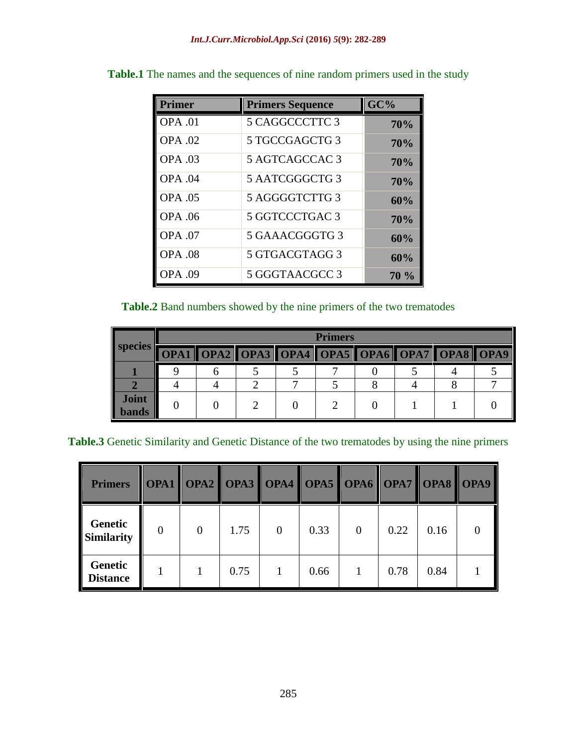**Table.1** The names and the sequences of nine random primers used in the study

| Primer | Primers Sequence | GC% |
|---|---|---|
| OPA .01 | 5 CAGGCCCTTC 3 | 70% |
| OPA .02 | 5 TGCCGAGCTG 3 | 70% |
| OPA .03 | 5 AGTCAGCCAC 3 | 70% |
| OPA .04 | 5 AATCGGGCTG 3 | 70% |
| OPA .05 | 5 AGGGGTCTTG 3 | 60% |
| OPA .06 | 5 GGTCCCTGAC 3 | 70% |
| OPA .07 | 5 GAAACGGGTG 3 | 60% |
| OPA .08 | 5 GTGACGTAGG 3 | 60% |
| OPA .09 | 5 GGGTAACGCC 3 | 70 % |

**Table.2** Band numbers showed by the nine primers of the two trematodes

| species | Primers | | | | | | | | |
|---|---|---|---|---|---|---|---|---|---|
| | OPA1 | OPA2 | OPA3 | OPA4 | OPA5 | OPA6 | OPA7 | OPA8 | OPA9 |
| 1 | 9 | 6 | 5 | 5 | 7 | 0 | 5 | 4 | 5 |
| 2 | 4 | 4 | 2 | 7 | 5 | 8 | 4 | 8 | 7 |
| Joint bands | 0 | 0 | 2 | 0 | 2 | 0 | 1 | 1 | 0 |

**Table.3** Genetic Similarity and Genetic Distance of the two trematodes by using the nine primers

| Primers | OPA1 | OPA2 | OPA3 | OPA4 | OPA5 | OPA6 | OPA7 | OPA8 | OPA9 |
|---|---|---|---|---|---|---|---|---|---|
| Genetic Similarity | 0 | 0 | 1.75 | 0 | 0.33 | 0 | 0.22 | 0.16 | 0 |
| Genetic Distance | 1 | 1 | 0.75 | 1 | 0.66 | 1 | 0.78 | 0.84 | 1 |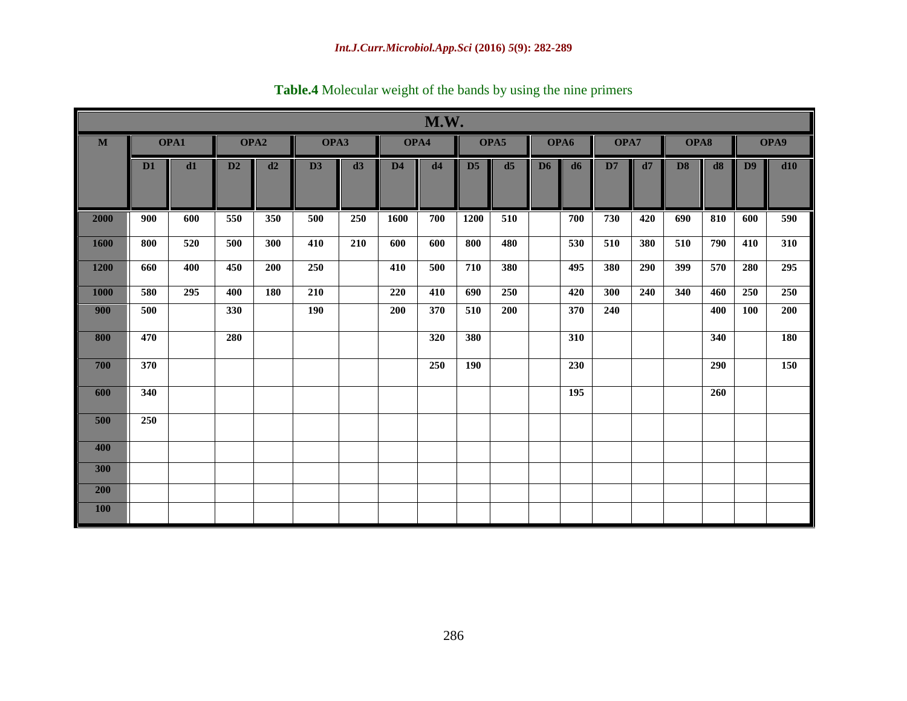**Table.4** Molecular weight of the bands by using the nine primers

| M.W. | | | | | | | | | | | | | | | | | | |
|---|---|---|---|---|---|---|---|---|---|---|---|---|---|---|---|---|---|---|
| **M** | **OPA1** | | **OPA2** | | **OPA3** | | **OPA4** | | **OPA5** | | **OPA6** | | **OPA7** | | **OPA8** | | **OPA9** | |
| | **D1** | **d1** | **D2** | **d2** | **D3** | **d3** | **D4** | **d4** | **D5** | **d5** | **D6** | **d6** | **D7** | **d7** | **D8** | **d8** | **D9** | **d10** |
| **2000** | 900 | 600 | 550 | 350 | 500 | 250 | 1600 | 700 | 1200 | 510 | | 700 | 730 | 420 | 690 | 810 | 600 | 590 |
| **1600** | 800 | 520 | 500 | 300 | 410 | 210 | 600 | 600 | 800 | 480 | | 530 | 510 | 380 | 510 | 790 | 410 | 310 |
| **1200** | 660 | 400 | 450 | 200 | 250 | | 410 | 500 | 710 | 380 | | 495 | 380 | 290 | 399 | 570 | 280 | 295 |
| **1000** | 580 | 295 | 400 | 180 | 210 | | 220 | 410 | 690 | 250 | | 420 | 300 | 240 | 340 | 460 | 250 | 250 |
| **900** | 500 | | 330 | | 190 | | 200 | 370 | 510 | 200 | | 370 | 240 | | | 400 | 100 | 200 |
| **800** | 470 | | 280 | | | | | 320 | 380 | | | 310 | | | | 340 | | 180 |
| **700** | 370 | | | | | | | 250 | 190 | | | 230 | | | | 290 | | 150 |
| **600** | 340 | | | | | | | | | | | 195 | | | | 260 | | |
| **500** | 250 | | | | | | | | | | | | | | | | | |
| **400** | | | | | | | | | | | | | | | | | | |
| **300** | | | | | | | | | | | | | | | | | | |
| **200** | | | | | | | | | | | | | | | | | | |
| **100** | | | | | | | | | | | | | | | | | | |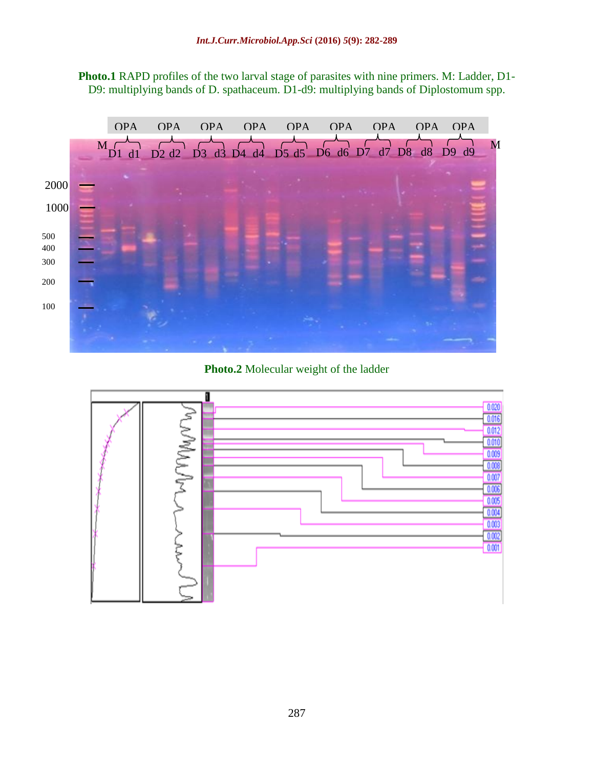**Photo.1** RAPD profiles of the two larval stage of parasites with nine primers. M: Ladder, D1-D9: multiplying bands of D. spathaceum. D1-d9: multiplying bands of Diplostomum spp.

**Photo.2** Molecular weight of the ladder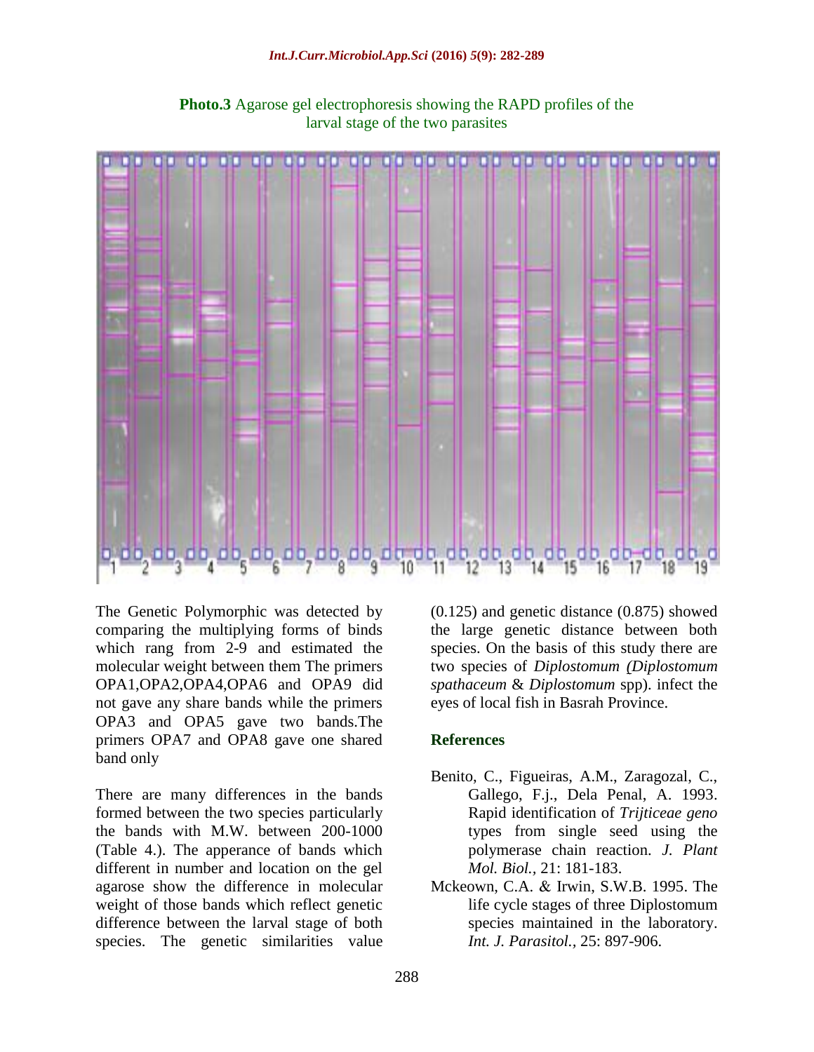**Photo.3** Agarose gel electrophoresis showing the RAPD profiles of the larval stage of the two parasites

The Genetic Polymorphic was detected by comparing the multiplying forms of binds which rang from 2-9 and estimated the molecular weight between them The primers OPA1,OPA2,OPA4,OPA6 and OPA9 did not gave any share bands while the primers OPA3 and OPA5 gave two bands.The primers OPA7 and OPA8 gave one shared band only

There are many differences in the bands formed between the two species particularly the bands with M.W. between 200-1000 (Table 4.). The apperance of bands which different in number and location on the gel agarose show the difference in molecular weight of those bands which reflect genetic difference between the larval stage of both species. The genetic similarities value (0.125) and genetic distance (0.875) showed the large genetic distance between both species. On the basis of this study there are two species of *Diplostomum (Diplostomum spathaceum* & *Diplostomum* spp). infect the eyes of local fish in Basrah Province.

## References

Benito, C., Figueiras, A.M., Zaragozal, C., Gallego, F.j., Dela Penal, A. 1993. Rapid identification of *Trijticeae geno* types from single seed using the polymerase chain reaction. *J. Plant Mol. Biol.*, 21: 181-183.

Mckeown, C.A. & Irwin, S.W.B. 1995. The life cycle stages of three Diplostomum species maintained in the laboratory. *Int. J. Parasitol.,* 25: 897-906.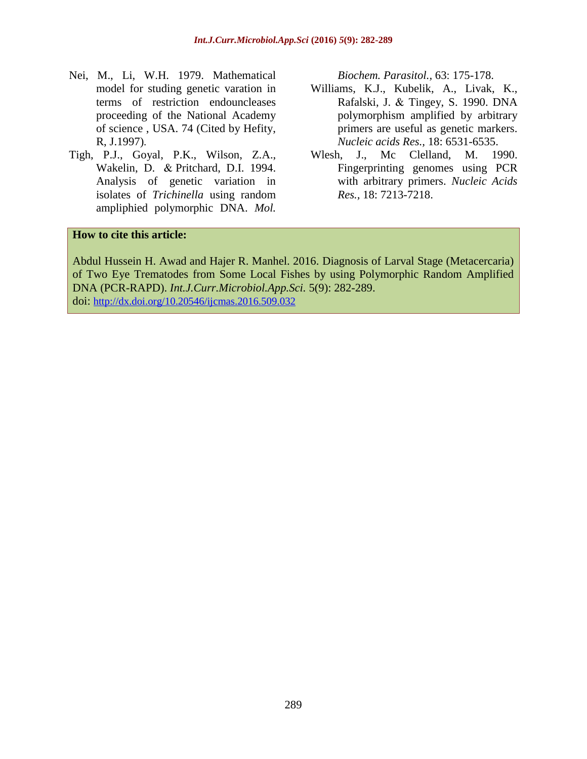Nei, M., Li, W.H. 1979. Mathematical model for studing genetic varation in terms of restriction endouncleases proceeding of the National Academy of science , USA. 74 (Cited by Hefity, R, J.1997).

Tigh, P.J., Goyal, P.K., Wilson, Z.A., Wakelin, D. & Pritchard, D.I. 1994. Analysis of genetic variation in isolates of *Trichinella* using random ampliphied polymorphic DNA. *Mol. Biochem. Parasitol.*, 63: 175-178.

Williams, K.J., Kubelik, A., Livak, K., Rafalski, J. & Tingey, S. 1990. DNA polymorphism amplified by arbitrary primers are useful as genetic markers. *Nucleic acids Res.*, 18: 6531-6535.

Wlesh, J., Mc Clelland, M. 1990. Fingerprinting genomes using PCR with arbitrary primers. *Nucleic Acids Res.*, 18: 7213-7218.

**How to cite this article:**

Abdul Hussein H. Awad and Hajer R. Manhel. 2016. Diagnosis of Larval Stage (Metacercaria) of Two Eye Trematodes from Some Local Fishes by using Polymorphic Random Amplified DNA (PCR-RAPD). *Int.J.Curr.Microbiol.App.Sci.* 5(9): 282-289.
doi: http://dx.doi.org/10.20546/ijcmas.2016.509.032